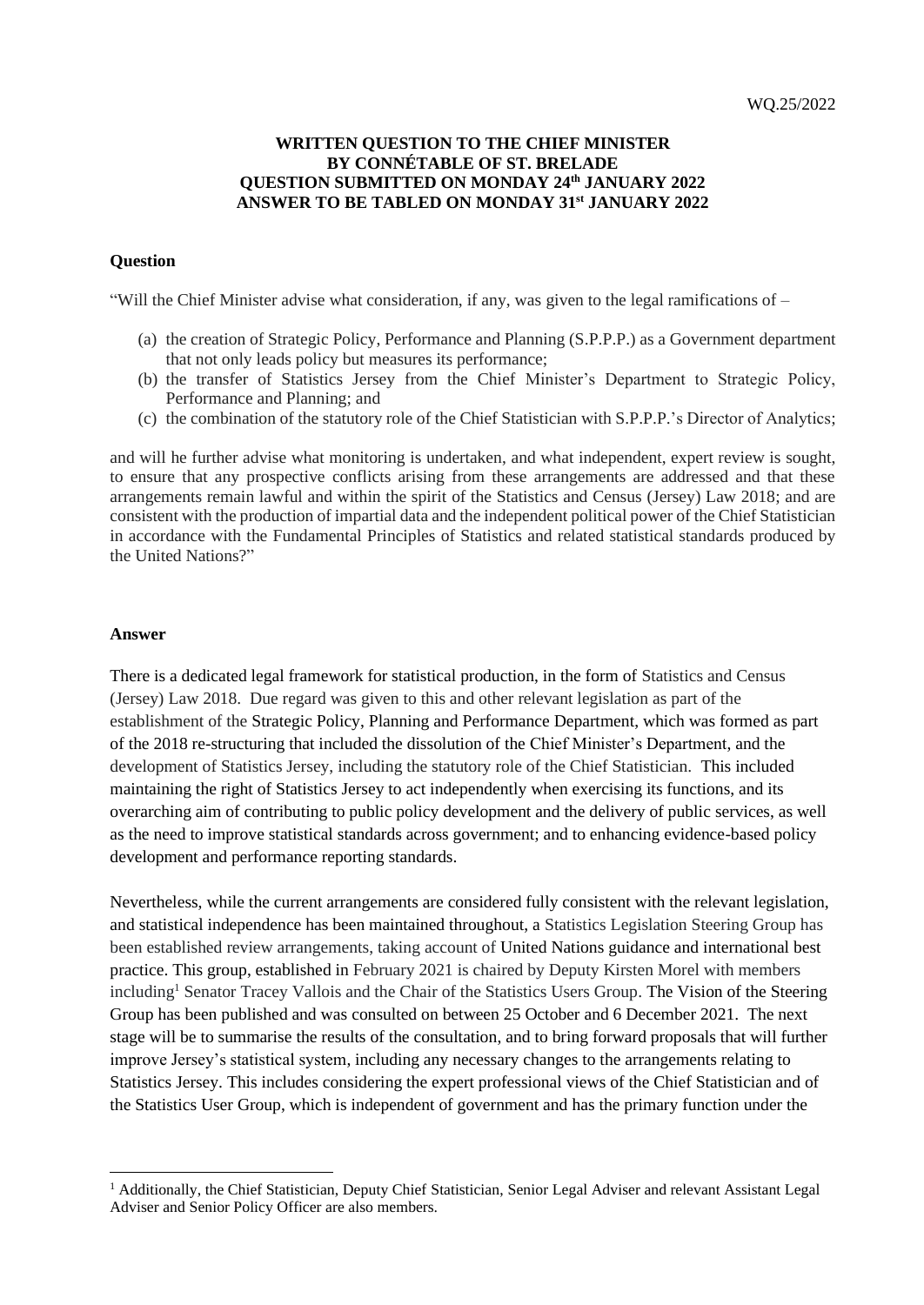WQ.25/2022

**WRITTEN QUESTION TO THE CHIEF MINISTER**
**BY CONNÉTABLE OF ST. BRELADE**
**QUESTION SUBMITTED ON MONDAY 24th JANUARY 2022**
**ANSWER TO BE TABLED ON MONDAY 31st JANUARY 2022**

**Question**

"Will the Chief Minister advise what consideration, if any, was given to the legal ramifications of –

(a) the creation of Strategic Policy, Performance and Planning (S.P.P.P.) as a Government department that not only leads policy but measures its performance;
(b) the transfer of Statistics Jersey from the Chief Minister's Department to Strategic Policy, Performance and Planning; and
(c) the combination of the statutory role of the Chief Statistician with S.P.P.P.'s Director of Analytics;

and will he further advise what monitoring is undertaken, and what independent, expert review is sought, to ensure that any prospective conflicts arising from these arrangements are addressed and that these arrangements remain lawful and within the spirit of the Statistics and Census (Jersey) Law 2018; and are consistent with the production of impartial data and the independent political power of the Chief Statistician in accordance with the Fundamental Principles of Statistics and related statistical standards produced by the United Nations?"

**Answer**

There is a dedicated legal framework for statistical production, in the form of Statistics and Census (Jersey) Law 2018. Due regard was given to this and other relevant legislation as part of the establishment of the Strategic Policy, Planning and Performance Department, which was formed as part of the 2018 re-structuring that included the dissolution of the Chief Minister's Department, and the development of Statistics Jersey, including the statutory role of the Chief Statistician. This included maintaining the right of Statistics Jersey to act independently when exercising its functions, and its overarching aim of contributing to public policy development and the delivery of public services, as well as the need to improve statistical standards across government; and to enhancing evidence-based policy development and performance reporting standards.

Nevertheless, while the current arrangements are considered fully consistent with the relevant legislation, and statistical independence has been maintained throughout, a Statistics Legislation Steering Group has been established review arrangements, taking account of United Nations guidance and international best practice. This group, established in February 2021 is chaired by Deputy Kirsten Morel with members including[1] Senator Tracey Vallois and the Chair of the Statistics Users Group. The Vision of the Steering Group has been published and was consulted on between 25 October and 6 December 2021. The next stage will be to summarise the results of the consultation, and to bring forward proposals that will further improve Jersey's statistical system, including any necessary changes to the arrangements relating to Statistics Jersey. This includes considering the expert professional views of the Chief Statistician and of the Statistics User Group, which is independent of government and has the primary function under the

[1] Additionally, the Chief Statistician, Deputy Chief Statistician, Senior Legal Adviser and relevant Assistant Legal Adviser and Senior Policy Officer are also members.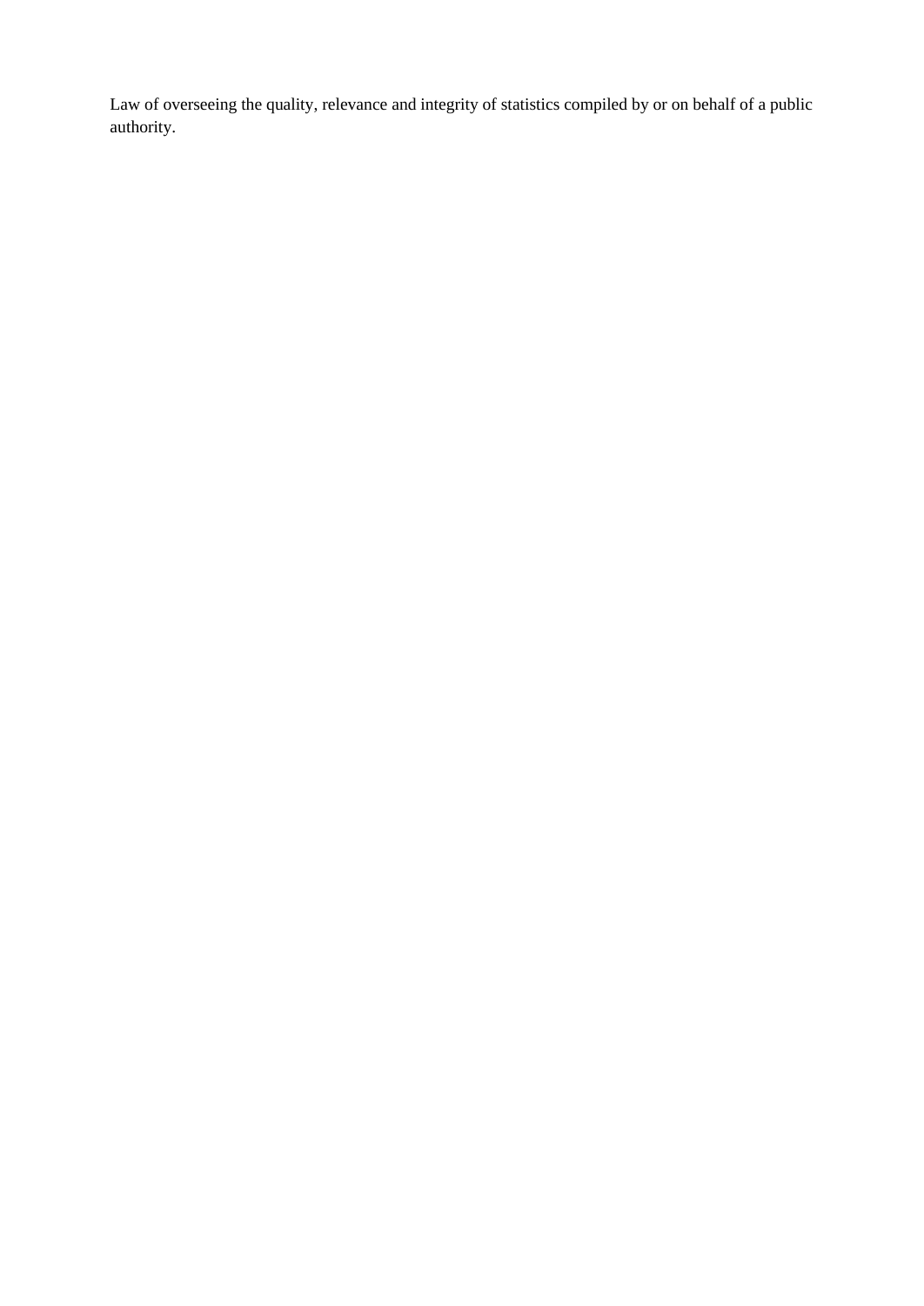Law of overseeing the quality, relevance and integrity of statistics compiled by or on behalf of a public authority.